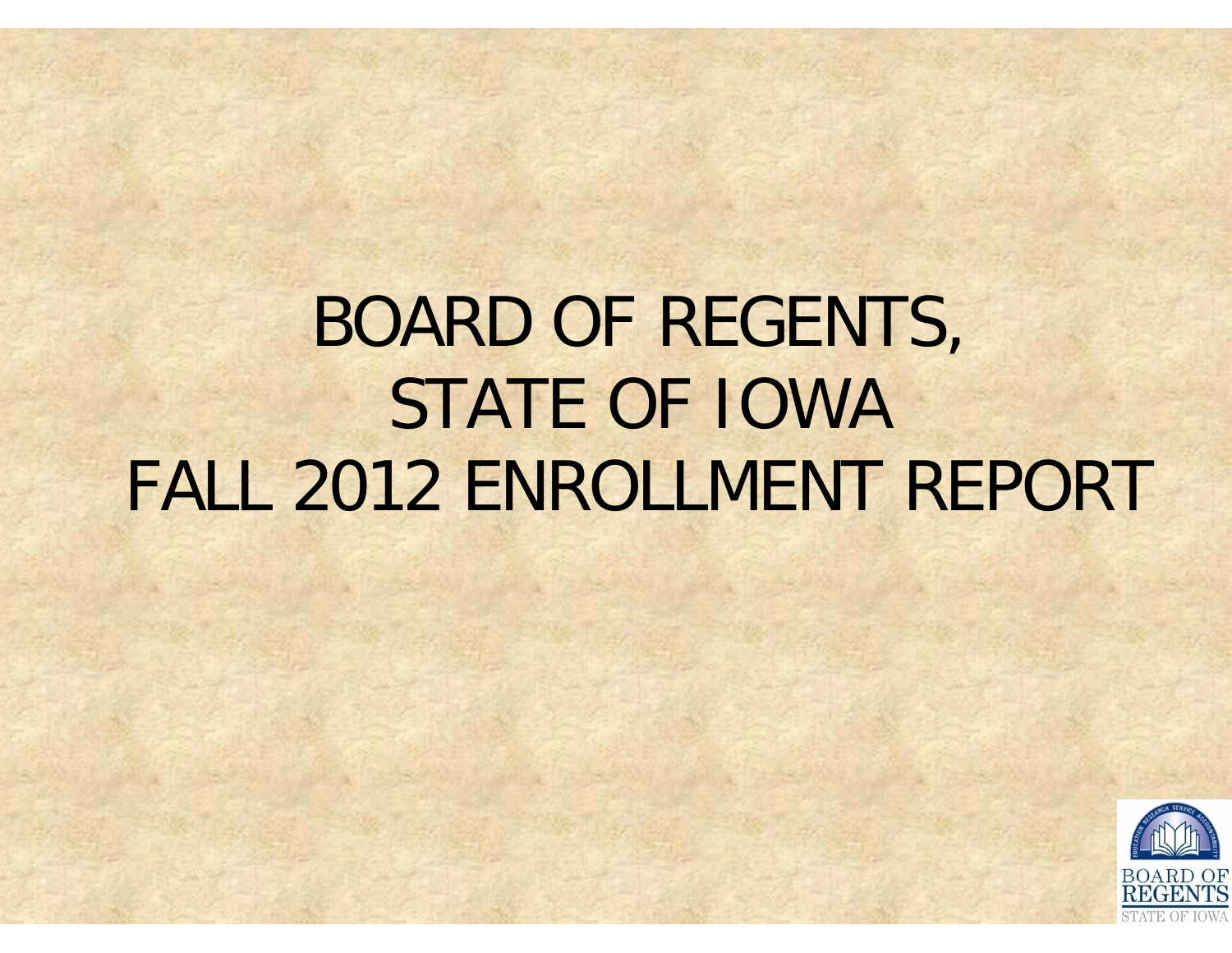# BOARD OF REGENTS, STATE OF IOWA FALL 2012 ENROLLMENT REPORT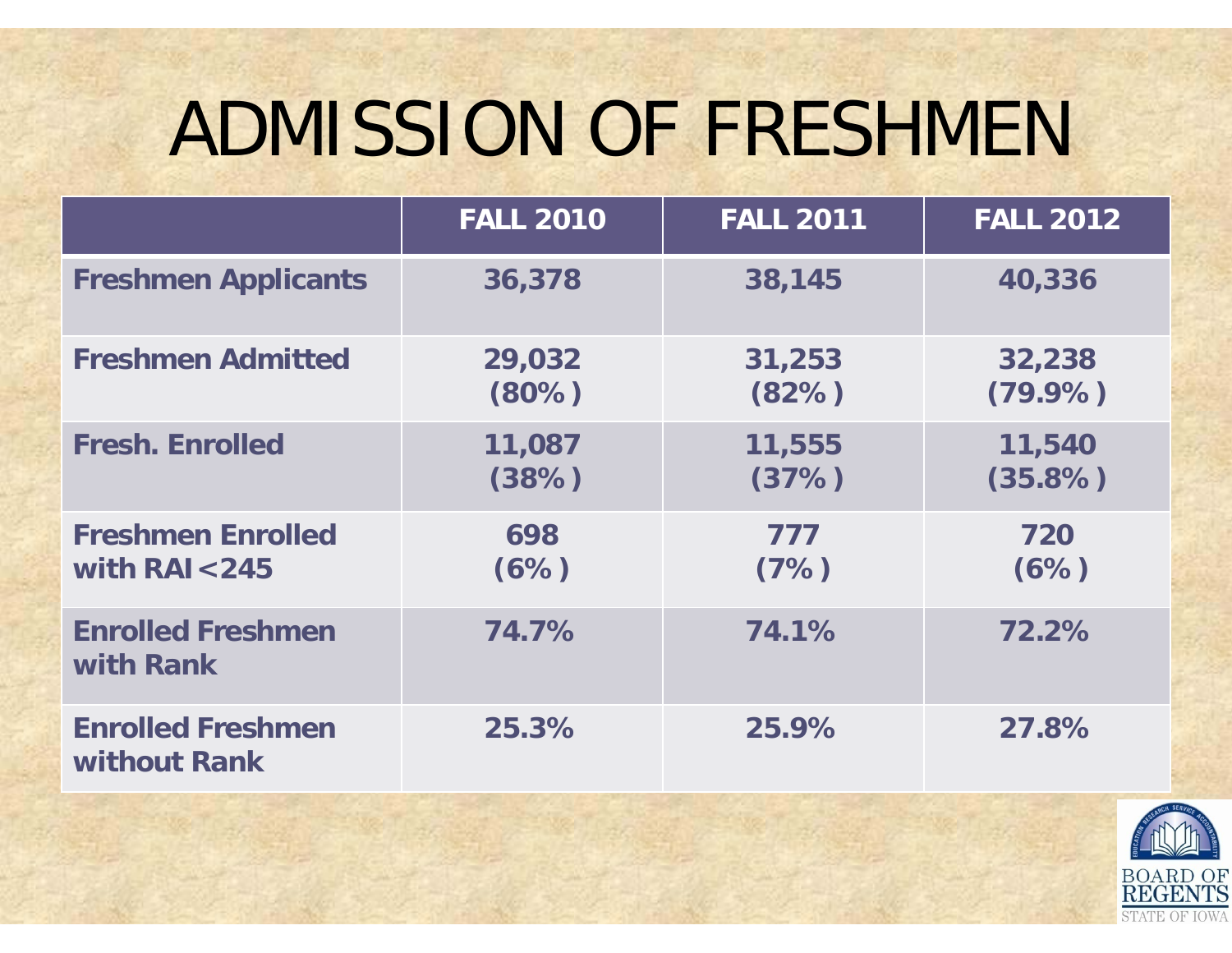# ADMISSION OF FRESHMEN

| | FALL 2010 | FALL 2011 | FALL 2012 |
|---|---|---|---|
| Freshmen Applicants | 36,378 | 38,145 | 40,336 |
| Freshmen Admitted | 29,032 (80%) | 31,253 (82%) | 32,238 (79.9%) |
| Fresh. Enrolled | 11,087 (38%) | 11,555 (37%) | 11,540 (35.8%) |
| Freshmen Enrolled with RAI<245 | 698 (6%) | 777 (7%) | 720 (6%) |
| Enrolled Freshmen with Rank | 74.7% | 74.1% | 72.2% |
| Enrolled Freshmen without Rank | 25.3% | 25.9% | 27.8% |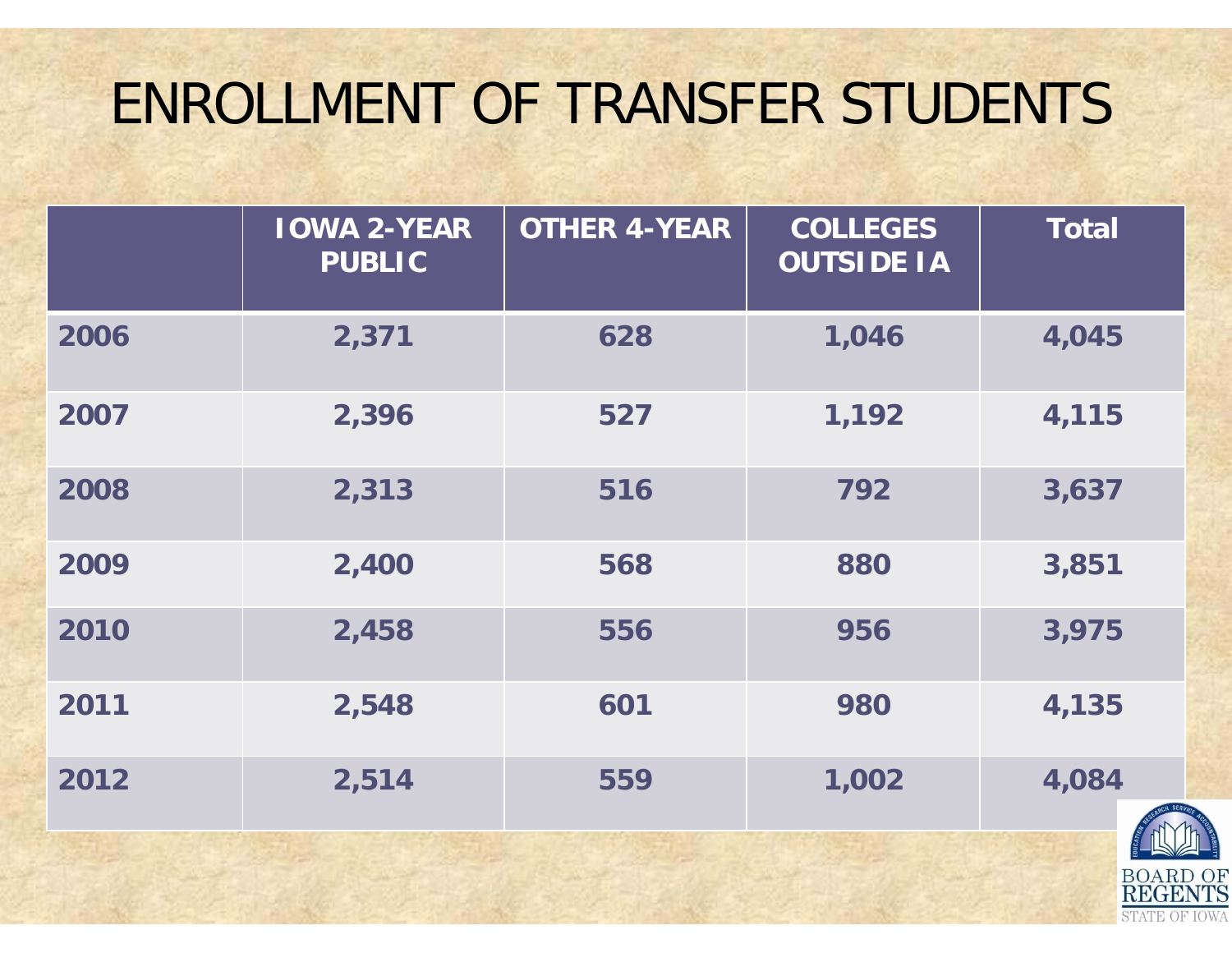# ENROLLMENT OF TRANSFER STUDENTS

| | IOWA 2-YEAR PUBLIC | OTHER 4-YEAR | COLLEGES OUTSIDE IA | Total |
|---|---|---|---|---|
| 2006 | 2,371 | 628 | 1,046 | 4,045 |
| 2007 | 2,396 | 527 | 1,192 | 4,115 |
| 2008 | 2,313 | 516 | 792 | 3,637 |
| 2009 | 2,400 | 568 | 880 | 3,851 |
| 2010 | 2,458 | 556 | 956 | 3,975 |
| 2011 | 2,548 | 601 | 980 | 4,135 |
| 2012 | 2,514 | 559 | 1,002 | 4,084 |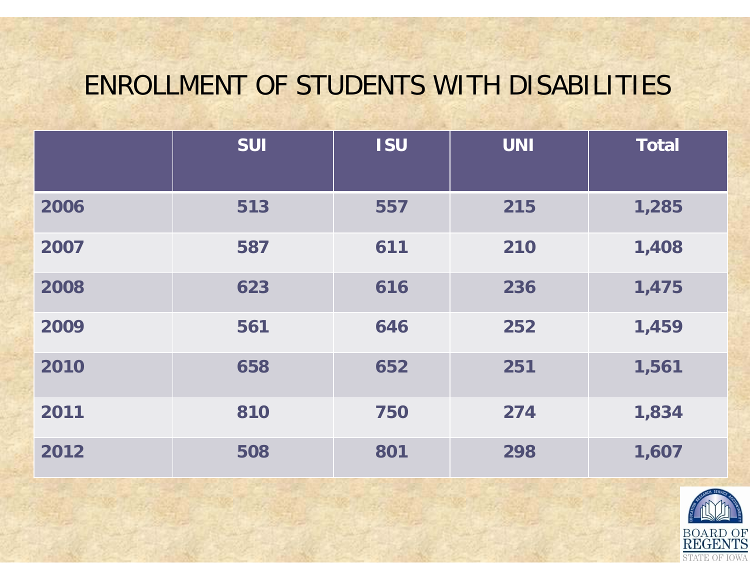# ENROLLMENT OF STUDENTS WITH DISABILITIES

| | SUI | ISU | UNI | Total |
|---|---|---|---|---|
| 2006 | 513 | 557 | 215 | 1,285 |
| 2007 | 587 | 611 | 210 | 1,408 |
| 2008 | 623 | 616 | 236 | 1,475 |
| 2009 | 561 | 646 | 252 | 1,459 |
| 2010 | 658 | 652 | 251 | 1,561 |
| 2011 | 810 | 750 | 274 | 1,834 |
| 2012 | 508 | 801 | 298 | 1,607 |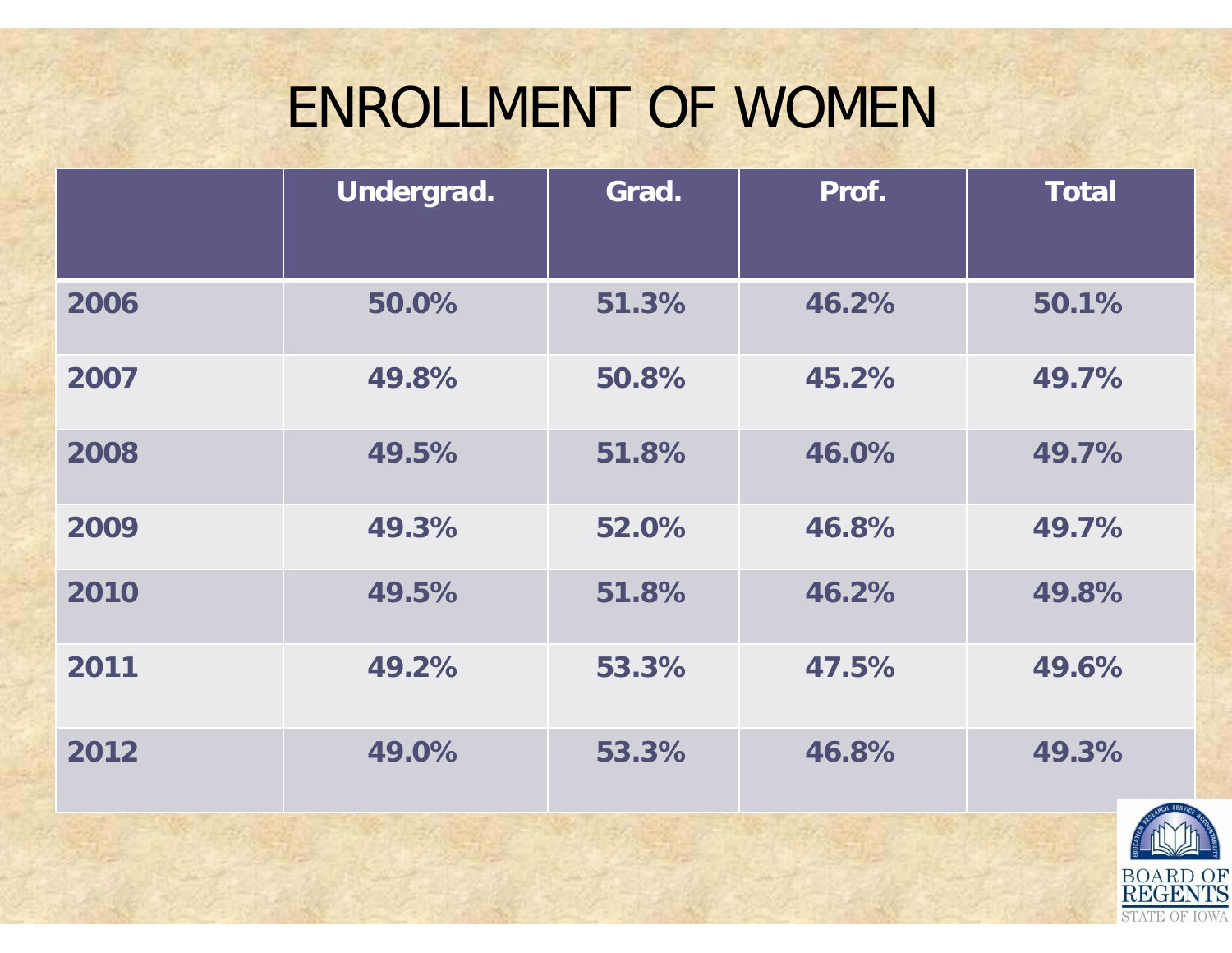# ENROLLMENT OF WOMEN

| | Undergrad. | Grad. | Prof. | Total |
|---|---|---|---|---|
| 2006 | 50.0% | 51.3% | 46.2% | 50.1% |
| 2007 | 49.8% | 50.8% | 45.2% | 49.7% |
| 2008 | 49.5% | 51.8% | 46.0% | 49.7% |
| 2009 | 49.3% | 52.0% | 46.8% | 49.7% |
| 2010 | 49.5% | 51.8% | 46.2% | 49.8% |
| 2011 | 49.2% | 53.3% | 47.5% | 49.6% |
| 2012 | 49.0% | 53.3% | 46.8% | 49.3% |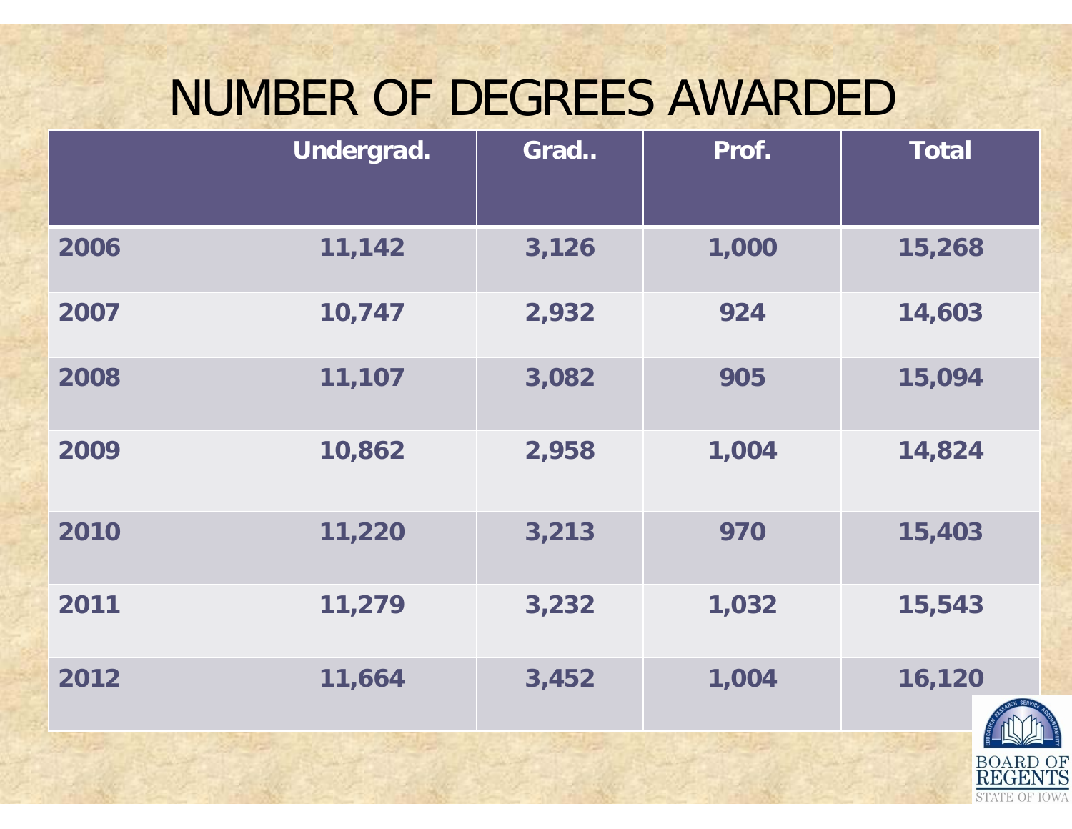# NUMBER OF DEGREES AWARDED

| | Undergrad. | Grad.. | Prof. | Total |
|---|---|---|---|---|
| 2006 | 11,142 | 3,126 | 1,000 | 15,268 |
| 2007 | 10,747 | 2,932 | 924 | 14,603 |
| 2008 | 11,107 | 3,082 | 905 | 15,094 |
| 2009 | 10,862 | 2,958 | 1,004 | 14,824 |
| 2010 | 11,220 | 3,213 | 970 | 15,403 |
| 2011 | 11,279 | 3,232 | 1,032 | 15,543 |
| 2012 | 11,664 | 3,452 | 1,004 | 16,120 |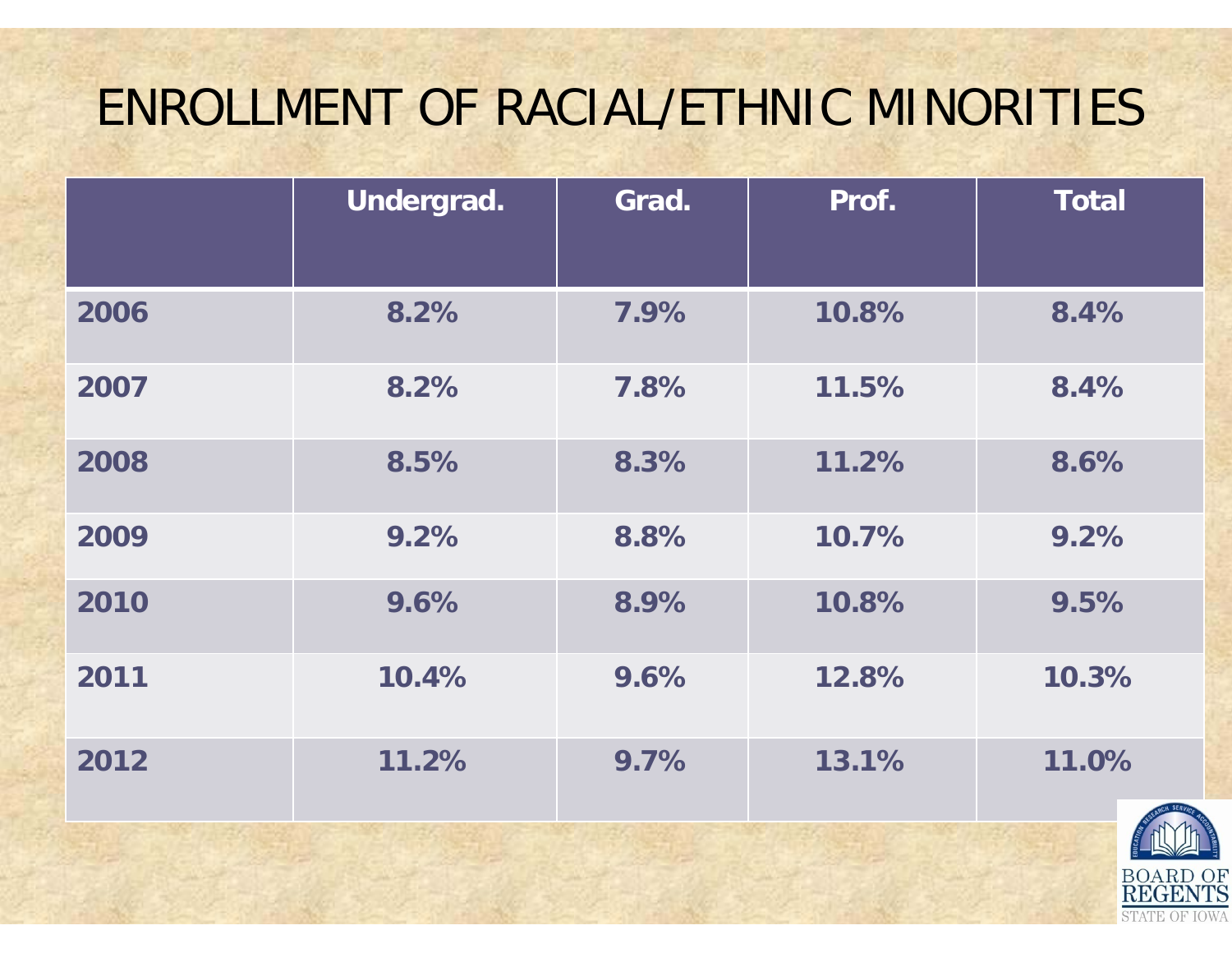# ENROLLMENT OF RACIAL/ETHNIC MINORITIES

| | Undergrad. | Grad. | Prof. | Total |
|---|---|---|---|---|
| 2006 | 8.2% | 7.9% | 10.8% | 8.4% |
| 2007 | 8.2% | 7.8% | 11.5% | 8.4% |
| 2008 | 8.5% | 8.3% | 11.2% | 8.6% |
| 2009 | 9.2% | 8.8% | 10.7% | 9.2% |
| 2010 | 9.6% | 8.9% | 10.8% | 9.5% |
| 2011 | 10.4% | 9.6% | 12.8% | 10.3% |
| 2012 | 11.2% | 9.7% | 13.1% | 11.0% |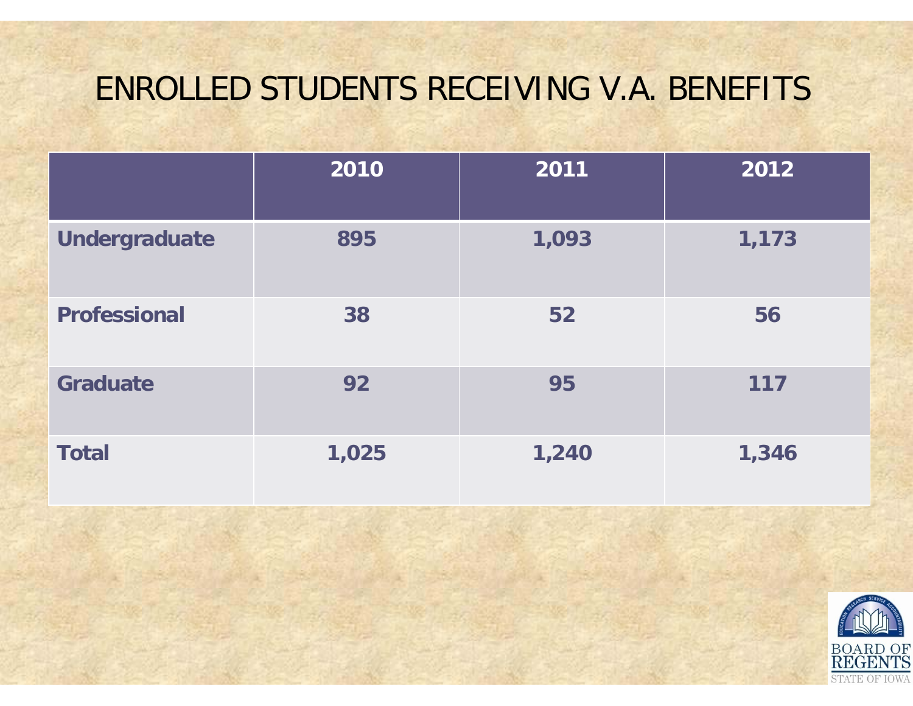# ENROLLED STUDENTS RECEIVING V.A. BENEFITS

| | 2010 | 2011 | 2012 |
|---|---|---|---|
| **Undergraduate** | 895 | 1,093 | 1,173 |
| **Professional** | 38 | 52 | 56 |
| **Graduate** | 92 | 95 | 117 |
| **Total** | 1,025 | 1,240 | 1,346 |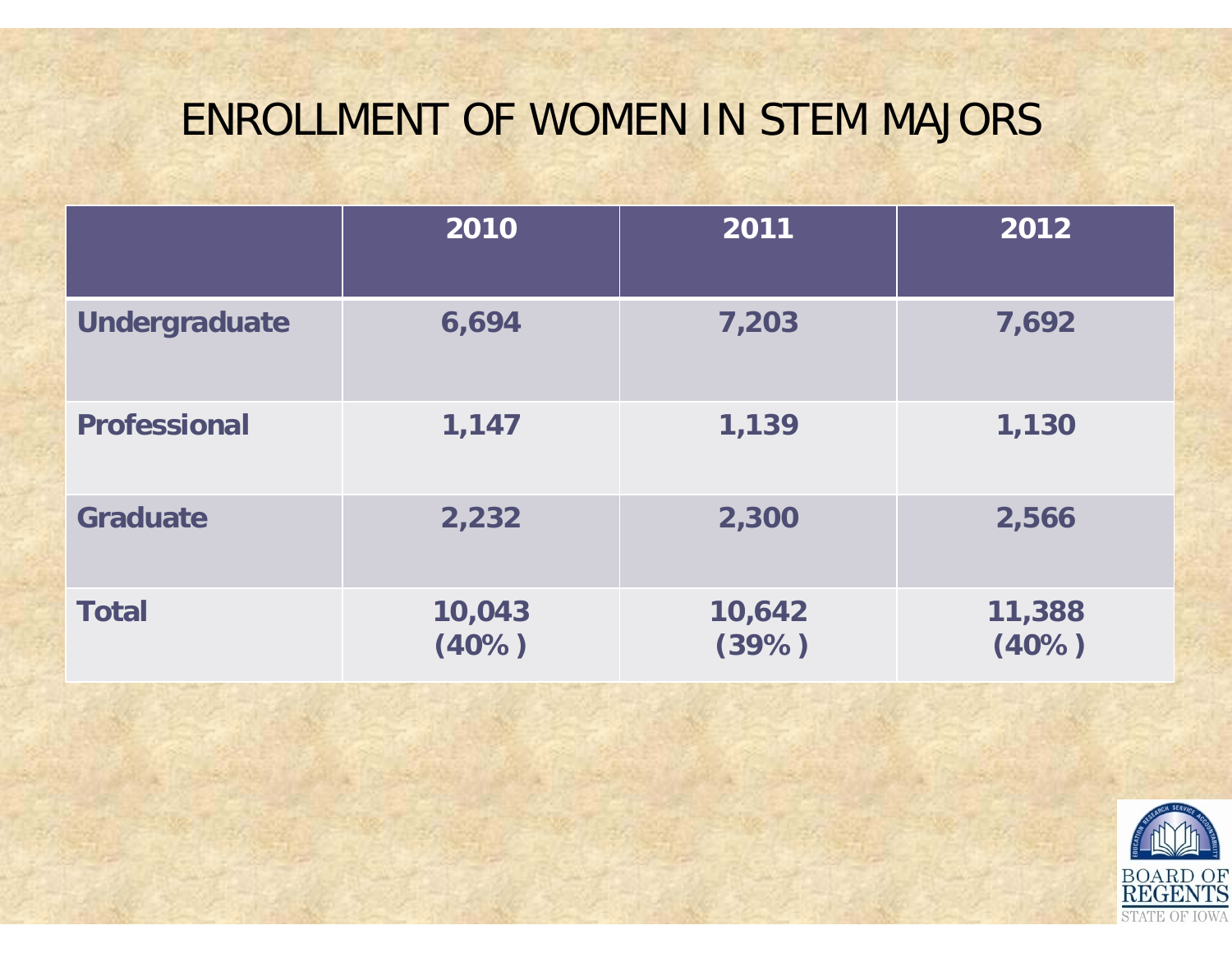# ENROLLMENT OF WOMEN IN STEM MAJORS

| | 2010 | 2011 | 2012 |
|---|---|---|---|
| **Undergraduate** | 6,694 | 7,203 | 7,692 |
| **Professional** | 1,147 | 1,139 | 1,130 |
| **Graduate** | 2,232 | 2,300 | 2,566 |
| **Total** | 10,043 (40%) | 10,642 (39%) | 11,388 (40%) |

BOARD OF REGENTS
STATE OF IOWA